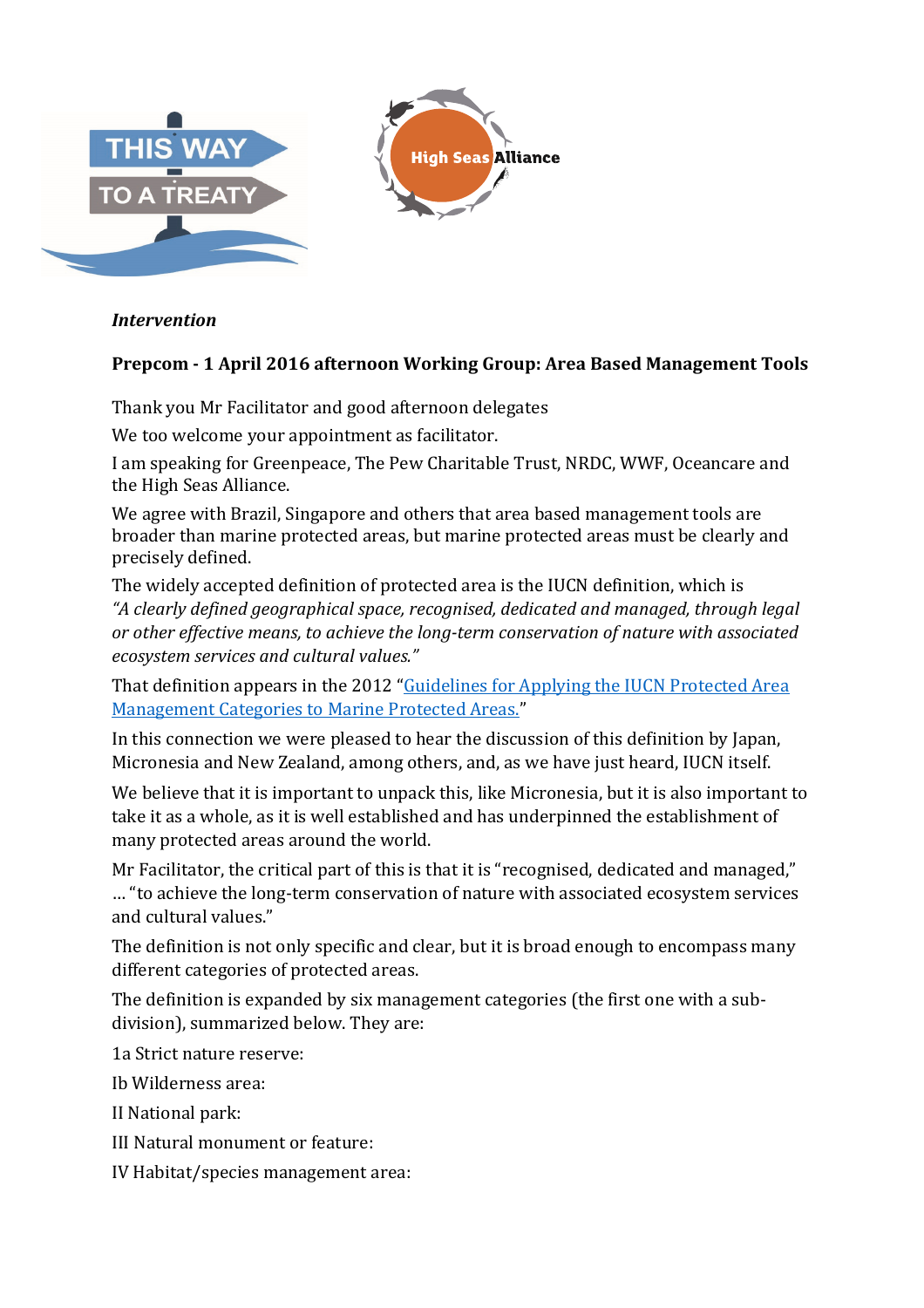*Intervention*

**Prepcom - 1 April 2016 afternoon Working Group: Area Based Management Tools**

Thank you Mr Facilitator and good afternoon delegates

We too welcome your appointment as facilitator.

I am speaking for Greenpeace, The Pew Charitable Trust, NRDC, WWF, Oceancare and the High Seas Alliance.

We agree with Brazil, Singapore and others that area based management tools are broader than marine protected areas, but marine protected areas must be clearly and precisely defined.

The widely accepted definition of protected area is the IUCN definition, which is *"A clearly defined geographical space, recognised, dedicated and managed, through legal or other effective means, to achieve the long-term conservation of nature with associated ecosystem services and cultural values."*

That definition appears in the 2012 "Guidelines for Applying the IUCN Protected Area Management Categories to Marine Protected Areas."

In this connection we were pleased to hear the discussion of this definition by Japan, Micronesia and New Zealand, among others, and, as we have just heard, IUCN itself.

We believe that it is important to unpack this, like Micronesia, but it is also important to take it as a whole, as it is well established and has underpinned the establishment of many protected areas around the world.

Mr Facilitator, the critical part of this is that it is "recognised, dedicated and managed," … "to achieve the long-term conservation of nature with associated ecosystem services and cultural values."

The definition is not only specific and clear, but it is broad enough to encompass many different categories of protected areas.

The definition is expanded by six management categories (the first one with a sub-division), summarized below. They are:

1a Strict nature reserve:

Ib Wilderness area:

II National park:

III Natural monument or feature:

IV Habitat/species management area: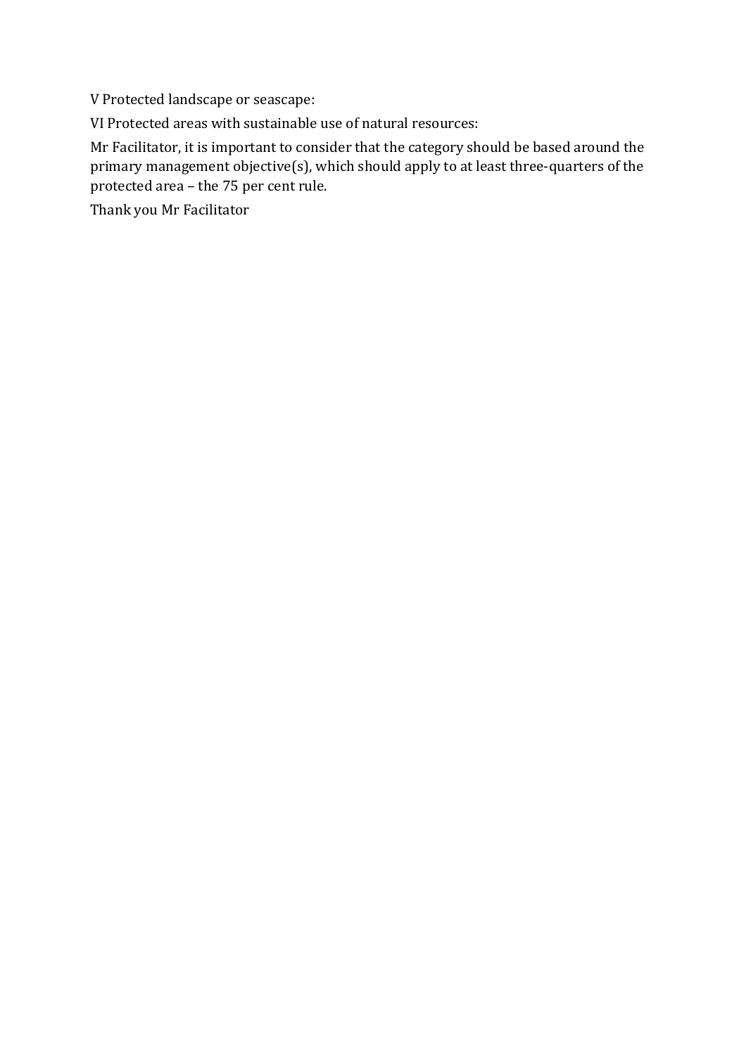V Protected landscape or seascape:

VI Protected areas with sustainable use of natural resources:

Mr Facilitator, it is important to consider that the category should be based around the primary management objective(s), which should apply to at least three-quarters of the protected area – the 75 per cent rule.

Thank you Mr Facilitator